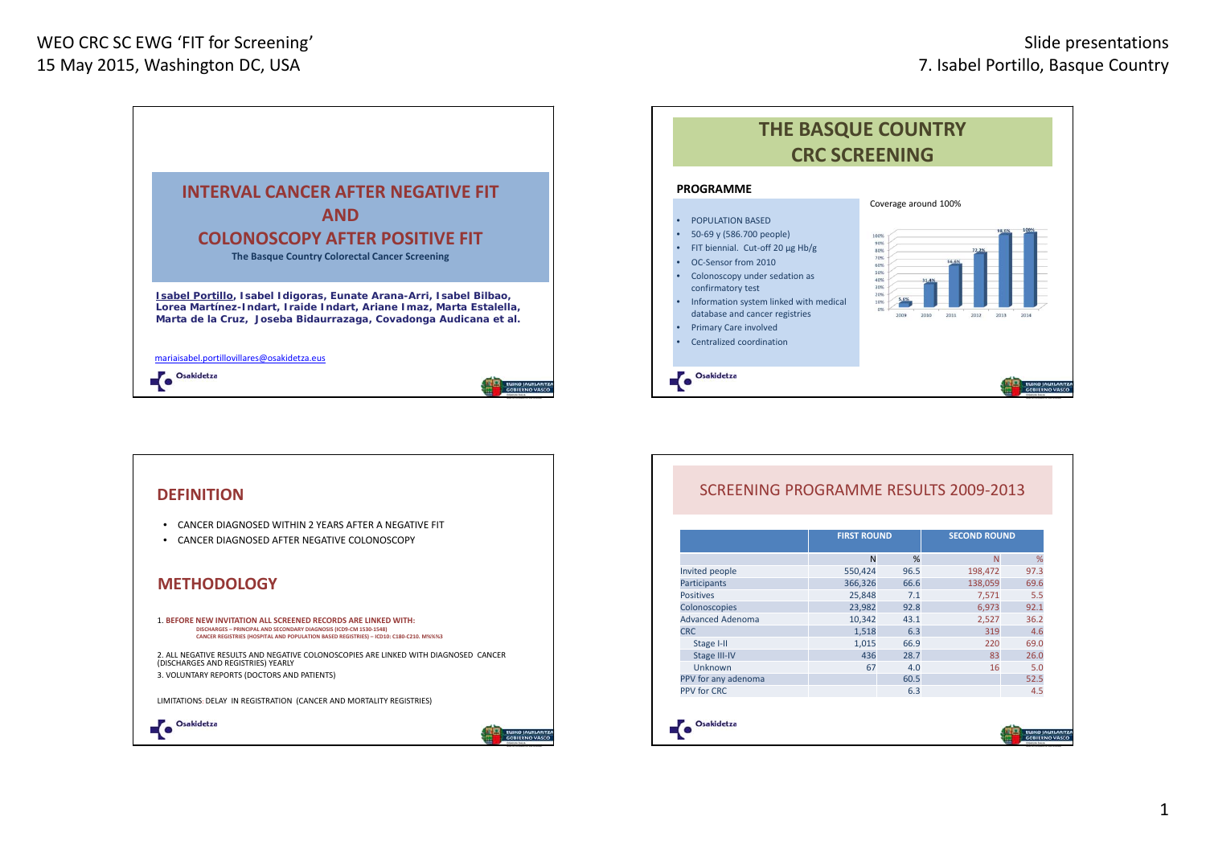## INTERVAL CANCER AFTER NEGATIVE FIT AND COLONOSCOPY AFTER POSITIVE FIT

**The Basque Country Colorectal Cancer Screening**

**Isabel Portillo, Isabel Idigoras, Eunate Arana-Arri, Isabel Bilbao, Lorea Martínez-Indart, Iraide Indart, Ariane Imaz, Marta Estalella, Marta de la Cruz, Joseba Bidaurrazaga, Covadonga Audicana et al.**

mariaisabel.portillovillares@osakidetza.eus

Osakidetza

EUSKO JAURLARITZA GOBIERNO VASCO

## THE BASQUE COUNTRY CRC SCREENING

**PROGRAMME**

- POPULATION BASED
- 50-69 y (586.700 people)
- FIT biennial. Cut-off 20 µg Hb/g
- OC-Sensor from 2010
- Colonoscopy under sedation as confirmatory test
- Information system linked with medical database and cancer registries
- Primary Care involved
- Centralized coordination

Coverage around 100%

| Year | Coverage |
|---|---|
| 2009 | 5.6% |
| 2010 | 31.4% |
| 2011 | 56.6% |
| 2012 | 72.2% |
| 2013 | 98.6% |
| 2014 | 100% |

Osakidetza

EUSKO JAURLARITZA GOBIERNO VASCO

## DEFINITION

- CANCER DIAGNOSED WITHIN 2 YEARS AFTER A NEGATIVE FIT
- CANCER DIAGNOSED AFTER NEGATIVE COLONOSCOPY

## METHODOLOGY

1. **BEFORE NEW INVITATION ALL SCREENED RECORDS ARE LINKED WITH:**
   DISCHARGES – PRINCIPAL AND SECONDARY DIAGNOSIS (ICD9-CM 1530-1548)
   CANCER REGISTRIES (HOSPITAL AND POPULATION BASED REGISTRIES) – ICD10: C180-C210. M%%%3

2. ALL NEGATIVE RESULTS AND NEGATIVE COLONOSCOPIES ARE LINKED WITH DIAGNOSED CANCER (DISCHARGES AND REGISTRIES) YEARLY

3. VOLUNTARY REPORTS (DOCTORS AND PATIENTS)

LIMITATIONS: DELAY IN REGISTRATION (CANCER AND MORTALITY REGISTRIES)

Osakidetza

EUSKO JAURLARITZA GOBIERNO VASCO

## SCREENING PROGRAMME RESULTS 2009-2013

| | FIRST ROUND | | SECOND ROUND | |
|---|---|---|---|---|
| | N | % | N | % |
| Invited people | 550,424 | 96.5 | 198,472 | 97.3 |
| Participants | 366,326 | 66.6 | 138,059 | 69.6 |
| Positives | 25,848 | 7.1 | 7,571 | 5.5 |
| Colonoscopies | 23,982 | 92.8 | 6,973 | 92.1 |
| Advanced Adenoma | 10,342 | 43.1 | 2,527 | 36.2 |
| CRC | 1,518 | 6.3 | 319 | 4.6 |
| Stage I-II | 1,015 | 66.9 | 220 | 69.0 |
| Stage III-IV | 436 | 28.7 | 83 | 26.0 |
| Unknown | 67 | 4.0 | 16 | 5.0 |
| PPV for any adenoma | | 60.5 | | 52.5 |
| PPV for CRC | | 6.3 | | 4.5 |

Osakidetza

EUSKO JAURLARITZA GOBIERNO VASCO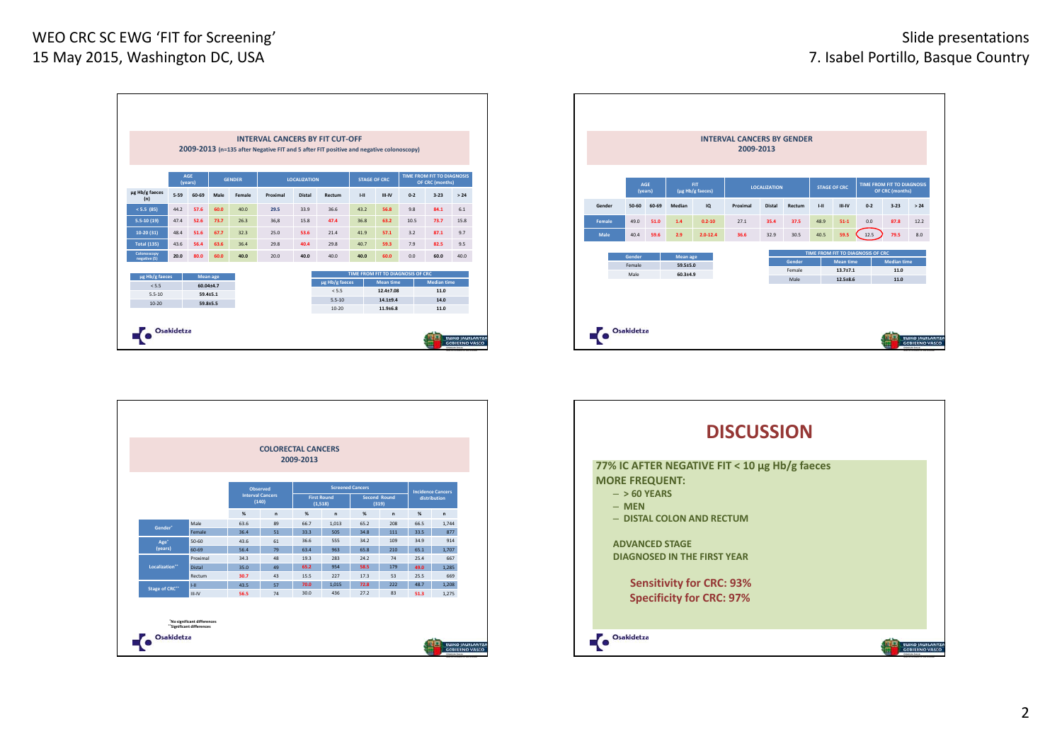## INTERVAL CANCERS BY FIT CUT-OFF

**2009-2013** (n=135 after Negative FIT and 5 after FIT positive and negative colonoscopy)

| µg Hb/g faeces (n) | AGE (years) | | GENDER | | LOCALIZATION | | | STAGE OF CRC | | TIME FROM FIT TO DIAGNOSIS OF CRC (months) | | |
|---|---|---|---|---|---|---|---|---|---|---|---|---|
| | 5-59 | 60-69 | Male | Female | Proximal | Distal | Rectum | I-II | III-IV | 0-2 | 3-23 | > 24 |
| < 5.5 (85) | 44.2 | 57.6 | 60.0 | 40.0 | 29.5 | 33.9 | 36.6 | 43.2 | 56.8 | 9.8 | 84.1 | 6.1 |
| 5.5-10 (19) | 47.4 | 52.6 | 73.7 | 26.3 | 36,8 | 15.8 | 47.4 | 36.8 | 63.2 | 10.5 | 73.7 | 15.8 |
| 10-20 (31) | 48.4 | 51.6 | 67.7 | 32.3 | 25.0 | 53.6 | 21.4 | 41.9 | 57.1 | 3.2 | 87.1 | 9.7 |
| Total (135) | 43.6 | 56.4 | 63.6 | 36.4 | 29.8 | 40.4 | 29.8 | 40.7 | 59.3 | 7.9 | 82.5 | 9.5 |
| Colonoscopy negative (5) | 20.0 | 80.0 | 60.0 | 40.0 | 20.0 | 40.0 | 40.0 | 40.0 | 60.0 | 0.0 | 60.0 | 40.0 |

| µg Hb/g faeces | Mean age |
|---|---|
| < 5.5 | 60.04±4.7 |
| 5.5-10 | 59.4±5.1 |
| 10-20 | 59.8±5.5 |

| TIME FROM FIT TO DIAGNOSIS OF CRC | | |
|---|---|---|
| µg Hb/g faeces | Mean time | Median time |
| < 5.5 | 12.4±7.08 | 11.0 |
| 5.5-10 | 14.1±9.4 | 14.0 |
| 10-20 | 11.9±6.8 | 11.0 |

Osakidetza

## INTERVAL CANCERS BY GENDER

**2009-2013**

| Gender | AGE (years) | | FIT (µg Hb/g faeces) | | LOCALIZATION | | | STAGE OF CRC | | TIME FROM FIT TO DIAGNOSIS OF CRC (months) | | |
|---|---|---|---|---|---|---|---|---|---|---|---|---|
| | 50-60 | 60-69 | Median | IQ | Proximal | Distal | Rectum | I-II | III-IV | 0-2 | 3-23 | > 24 |
| Female | 49.0 | 51.0 | 1.4 | 0.2-10 | 27.1 | 35.4 | 37.5 | 48.9 | 51-1 | 0.0 | 87.8 | 12.2 |
| Male | 40.4 | 59.6 | 2.9 | 2.0-12.4 | 36.6 | 32.9 | 30.5 | 40.5 | 59.5 | 12.5 | 79.5 | 8.0 |

| Gender | Mean age |
|---|---|
| Female | 59.5±5.0 |
| Male | 60.3±4.9 |

| TIME FROM FIT TO DIAGNOSIS OF CRC | | |
|---|---|---|
| Gender | Mean time | Median time |
| Female | 13.7±7.1 | 11.0 |
| Male | 12.5±8.6 | 11.0 |

Osakidetza

## COLORECTAL CANCERS

**2009-2013**

| | | Observed Interval Cancers (140) | | Screened Cancers: First Round (1,518) | | Screened Cancers: Second Round (319) | | Incidence Cancers distribution | |
|---|---|---|---|---|---|---|---|---|---|
| | | % | n | % | n | % | n | % | n |
| Gender* | Male | 63.6 | 89 | 66.7 | 1,013 | 65.2 | 208 | 66.5 | 1,744 |
| | Female | 36.4 | 51 | 33.3 | 505 | 34.8 | 111 | 33.5 | 877 |
| Age* (years) | 50-60 | 43.6 | 61 | 36.6 | 555 | 34.2 | 109 | 34.9 | 914 |
| | 60-69 | 56.4 | 79 | 63.4 | 963 | 65.8 | 210 | 65.1 | 1,707 |
| Localization** | Proximal | 34.3 | 48 | 19.3 | 283 | 24.2 | 74 | 25.4 | 667 |
| | Distal | 35.0 | 49 | 65.2 | 954 | 58.5 | 179 | 49.0 | 1,285 |
| | Rectum | 30.7 | 43 | 15.5 | 227 | 17.3 | 53 | 25.5 | 669 |
| Stage of CRC** | I-II | 43.5 | 57 | 70.0 | 1,015 | 72.8 | 222 | 48.7 | 1,208 |
| | III-IV | 56.5 | 74 | 30.0 | 436 | 27.2 | 83 | 51.3 | 1,275 |

*No significant differences
**Significant differences

Osakidetza

## DISCUSSION

**77% IC AFTER NEGATIVE FIT < 10 µg Hb/g faeces**

**MORE FREQUENT:**

- **> 60 YEARS**
- **MEN**
- **DISTAL COLON AND RECTUM**

**ADVANCED STAGE**

**DIAGNOSED IN THE FIRST YEAR**

**Sensitivity for CRC: 93%**

**Specificity for CRC: 97%**

Osakidetza